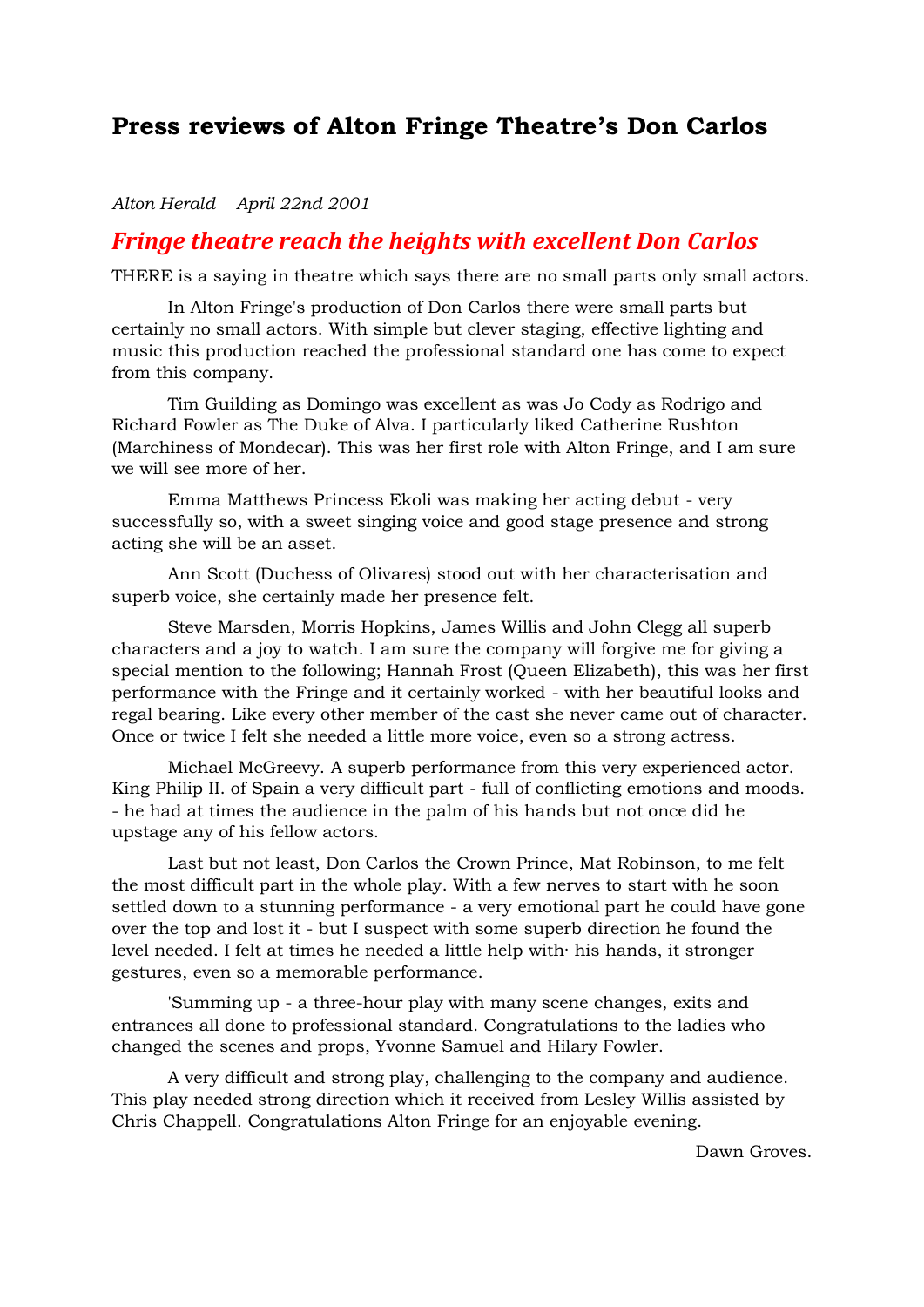# Press reviews of Alton Fringe Theatre's Don Carlos

*Alton Herald    April 22nd 2001*

## Fringe theatre reach the heights with excellent Don Carlos

THERE is a saying in theatre which says there are no small parts only small actors.

In Alton Fringe's production of Don Carlos there were small parts but certainly no small actors. With simple but clever staging, effective lighting and music this production reached the professional standard one has come to expect from this company.

Tim Guilding as Domingo was excellent as was Jo Cody as Rodrigo and Richard Fowler as The Duke of Alva. I particularly liked Catherine Rushton (Marchiness of Mondecar). This was her first role with Alton Fringe, and I am sure we will see more of her.

Emma Matthews Princess Ekoli was making her acting debut - very successfully so, with a sweet singing voice and good stage presence and strong acting she will be an asset.

Ann Scott (Duchess of Olivares) stood out with her characterisation and superb voice, she certainly made her presence felt.

Steve Marsden, Morris Hopkins, James Willis and John Clegg all superb characters and a joy to watch. I am sure the company will forgive me for giving a special mention to the following; Hannah Frost (Queen Elizabeth), this was her first performance with the Fringe and it certainly worked - with her beautiful looks and regal bearing. Like every other member of the cast she never came out of character. Once or twice I felt she needed a little more voice, even so a strong actress.

Michael McGreevy. A superb performance from this very experienced actor. King Philip II. of Spain a very difficult part - full of conflicting emotions and moods. - he had at times the audience in the palm of his hands but not once did he upstage any of his fellow actors.

Last but not least, Don Carlos the Crown Prince, Mat Robinson, to me felt the most difficult part in the whole play. With a few nerves to start with he soon settled down to a stunning performance - a very emotional part he could have gone over the top and lost it - but I suspect with some superb direction he found the level needed. I felt at times he needed a little help with· his hands, it stronger gestures, even so a memorable performance.

'Summing up - a three-hour play with many scene changes, exits and entrances all done to professional standard. Congratulations to the ladies who changed the scenes and props, Yvonne Samuel and Hilary Fowler.

A very difficult and strong play, challenging to the company and audience. This play needed strong direction which it received from Lesley Willis assisted by Chris Chappell. Congratulations Alton Fringe for an enjoyable evening.

Dawn Groves.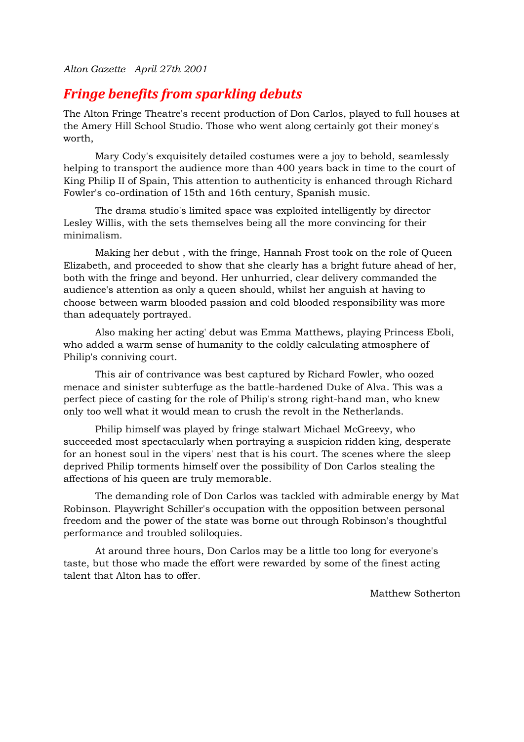*Alton Gazette   April 27th 2001*

# Fringe benefits from sparkling debuts

The Alton Fringe Theatre's recent production of Don Carlos, played to full houses at the Amery Hill School Studio. Those who went along certainly got their money's worth,

Mary Cody's exquisitely detailed costumes were a joy to behold, seamlessly helping to transport the audience more than 400 years back in time to the court of King Philip II of Spain, This attention to authenticity is enhanced through Richard Fowler's co-ordination of 15th and 16th century, Spanish music.

The drama studio's limited space was exploited intelligently by director Lesley Willis, with the sets themselves being all the more convincing for their minimalism.

Making her debut , with the fringe, Hannah Frost took on the role of Queen Elizabeth, and proceeded to show that she clearly has a bright future ahead of her, both with the fringe and beyond. Her unhurried, clear delivery commanded the audience's attention as only a queen should, whilst her anguish at having to choose between warm blooded passion and cold blooded responsibility was more than adequately portrayed.

Also making her acting' debut was Emma Matthews, playing Princess Eboli, who added a warm sense of humanity to the coldly calculating atmosphere of Philip's conniving court.

This air of contrivance was best captured by Richard Fowler, who oozed menace and sinister subterfuge as the battle-hardened Duke of Alva. This was a perfect piece of casting for the role of Philip's strong right-hand man, who knew only too well what it would mean to crush the revolt in the Netherlands.

Philip himself was played by fringe stalwart Michael McGreevy, who succeeded most spectacularly when portraying a suspicion ridden king, desperate for an honest soul in the vipers' nest that is his court. The scenes where the sleep deprived Philip torments himself over the possibility of Don Carlos stealing the affections of his queen are truly memorable.

The demanding role of Don Carlos was tackled with admirable energy by Mat Robinson. Playwright Schiller's occupation with the opposition between personal freedom and the power of the state was borne out through Robinson's thoughtful performance and troubled soliloquies.

At around three hours, Don Carlos may be a little too long for everyone's taste, but those who made the effort were rewarded by some of the finest acting talent that Alton has to offer.

Matthew Sotherton